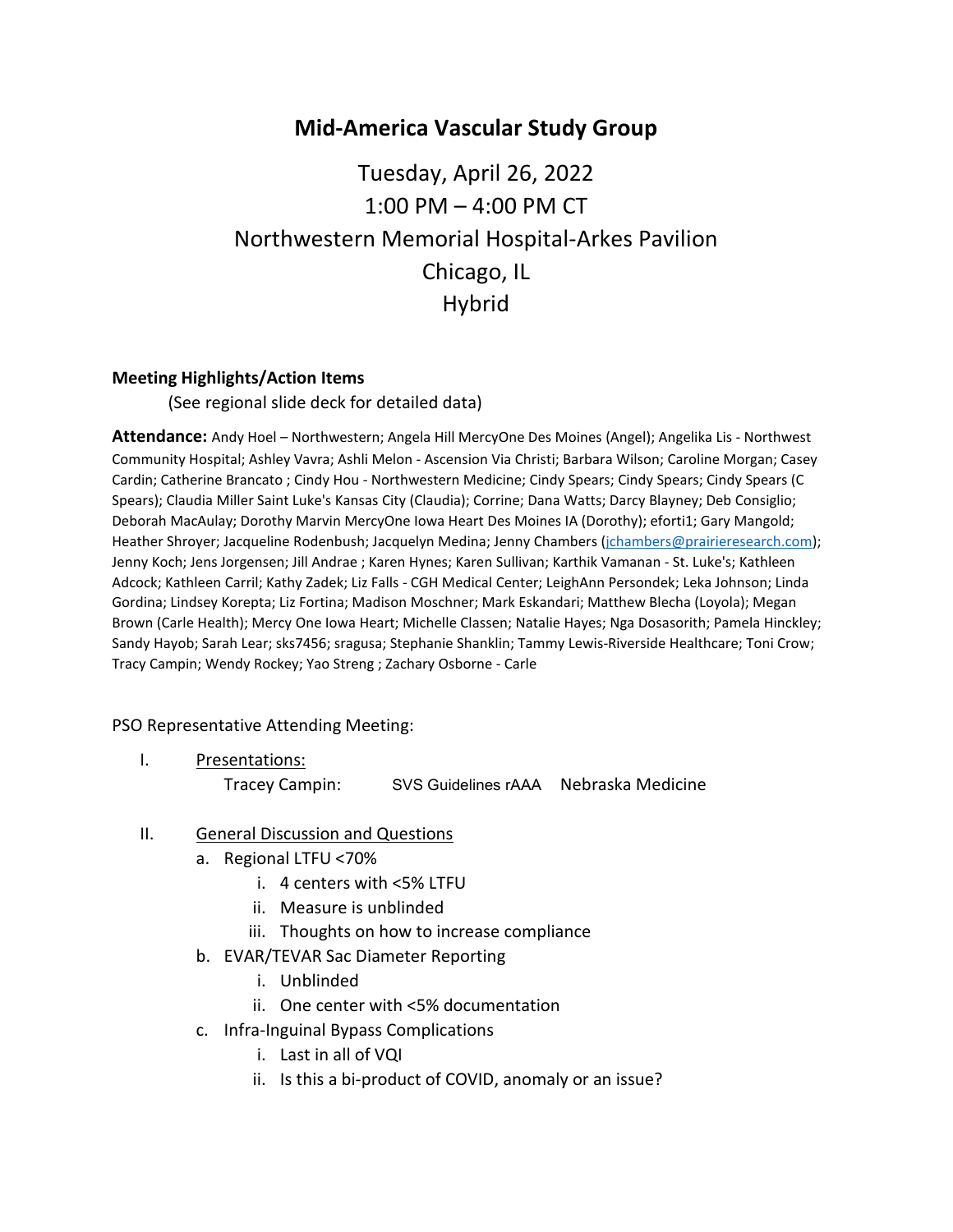# Mid-America Vascular Study Group

## Tuesday, April 26, 2022
## 1:00 PM – 4:00 PM CT
## Northwestern Memorial Hospital-Arkes Pavilion
## Chicago, IL
## Hybrid

**Meeting Highlights/Action Items**

(See regional slide deck for detailed data)

**Attendance:** Andy Hoel – Northwestern; Angela Hill MercyOne Des Moines (Angel); Angelika Lis - Northwest Community Hospital; Ashley Vavra; Ashli Melon - Ascension Via Christi; Barbara Wilson; Caroline Morgan; Casey Cardin; Catherine Brancato ; Cindy Hou - Northwestern Medicine; Cindy Spears; Cindy Spears; Cindy Spears (C Spears); Claudia Miller Saint Luke's Kansas City (Claudia); Corrine; Dana Watts; Darcy Blayney; Deb Consiglio; Deborah MacAulay; Dorothy Marvin MercyOne Iowa Heart Des Moines IA (Dorothy); eforti1; Gary Mangold; Heather Shroyer; Jacqueline Rodenbush; Jacquelyn Medina; Jenny Chambers (jchambers@prairieresearch.com); Jenny Koch; Jens Jorgensen; Jill Andrae ; Karen Hynes; Karen Sullivan; Karthik Vamanan - St. Luke's; Kathleen Adcock; Kathleen Carril; Kathy Zadek; Liz Falls - CGH Medical Center; LeighAnn Persondek; Leka Johnson; Linda Gordina; Lindsey Korepta; Liz Fortina; Madison Moschner; Mark Eskandari; Matthew Blecha (Loyola); Megan Brown (Carle Health); Mercy One Iowa Heart; Michelle Classen; Natalie Hayes; Nga Dosasorith; Pamela Hinckley; Sandy Hayob; Sarah Lear; sks7456; sragusa; Stephanie Shanklin; Tammy Lewis-Riverside Healthcare; Toni Crow; Tracy Campin; Wendy Rockey; Yao Streng ; Zachary Osborne - Carle

PSO Representative Attending Meeting:

I. Presentations:
   - Tracey Campin: SVS Guidelines rAAA Nebraska Medicine

II. General Discussion and Questions
   a. Regional LTFU <70%
      i. 4 centers with <5% LTFU
      ii. Measure is unblinded
      iii. Thoughts on how to increase compliance
   b. EVAR/TEVAR Sac Diameter Reporting
      i. Unblinded
      ii. One center with <5% documentation
   c. Infra-Inguinal Bypass Complications
      i. Last in all of VQI
      ii. Is this a bi-product of COVID, anomaly or an issue?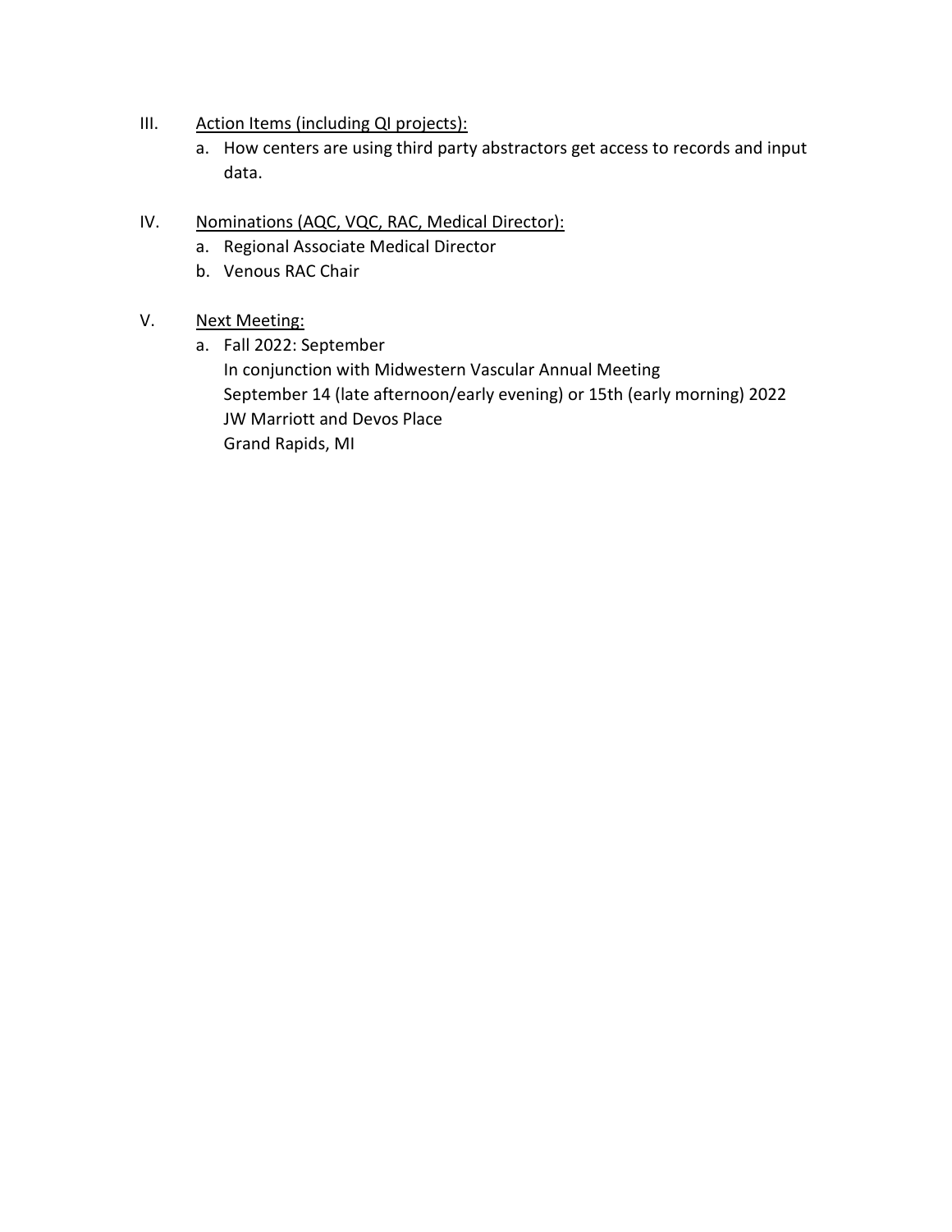III. <u>Action Items (including QI projects):</u>

   a. How centers are using third party abstractors get access to records and input data.

IV. <u>Nominations (AQC, VQC, RAC, Medical Director):</u>

   a. Regional Associate Medical Director
   b. Venous RAC Chair

V. <u>Next Meeting:</u>

   a. Fall 2022: September
      In conjunction with Midwestern Vascular Annual Meeting
      September 14 (late afternoon/early evening) or 15th (early morning) 2022
      JW Marriott and Devos Place
      Grand Rapids, MI